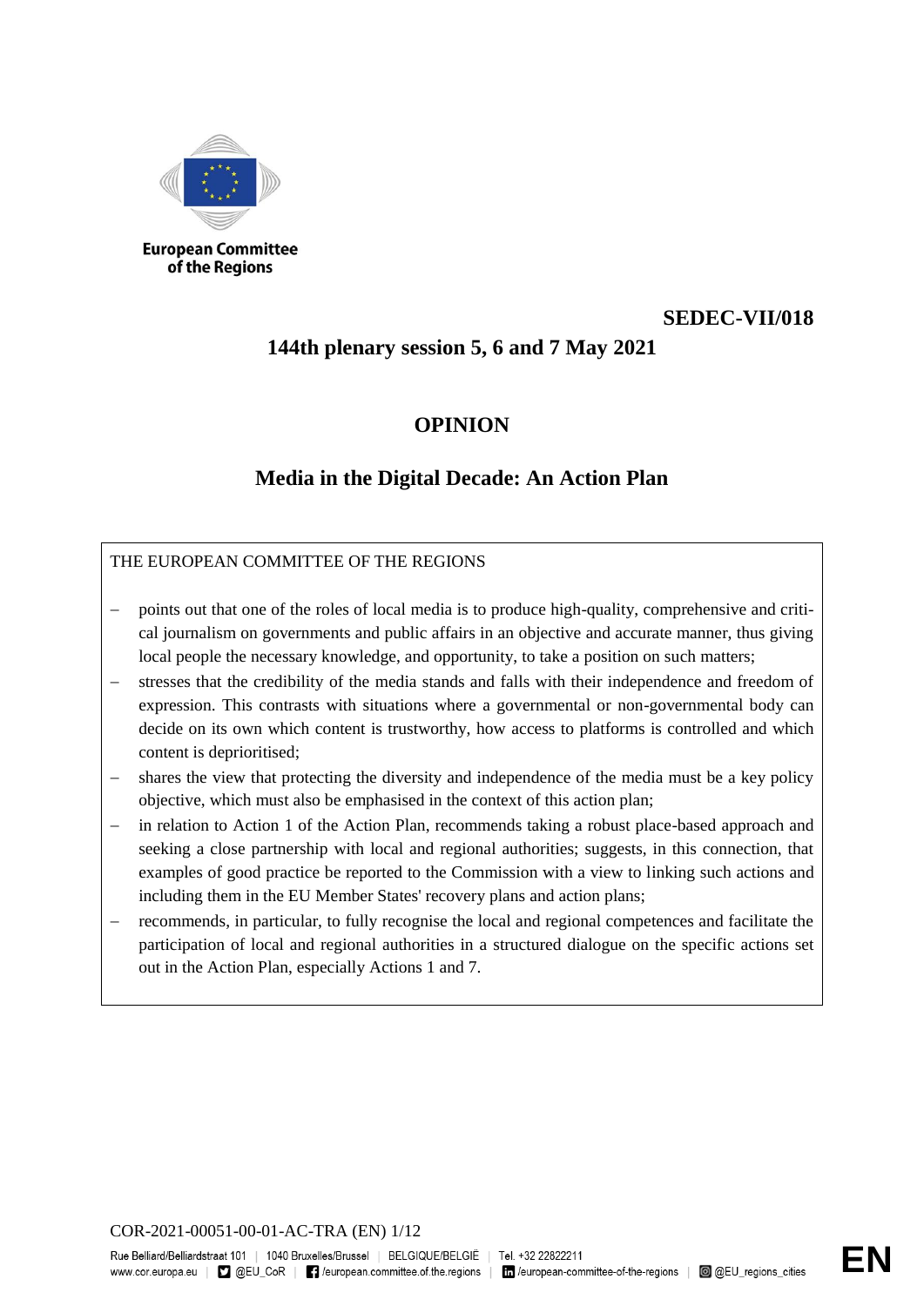European Committee of the Regions

**SEDEC-VII/018**

**144th plenary session 5, 6 and 7 May 2021**

# OPINION

## Media in the Digital Decade: An Action Plan

THE EUROPEAN COMMITTEE OF THE REGIONS

- points out that one of the roles of local media is to produce high-quality, comprehensive and critical journalism on governments and public affairs in an objective and accurate manner, thus giving local people the necessary knowledge, and opportunity, to take a position on such matters;
- stresses that the credibility of the media stands and falls with their independence and freedom of expression. This contrasts with situations where a governmental or non-governmental body can decide on its own which content is trustworthy, how access to platforms is controlled and which content is deprioritised;
- shares the view that protecting the diversity and independence of the media must be a key policy objective, which must also be emphasised in the context of this action plan;
- in relation to Action 1 of the Action Plan, recommends taking a robust place-based approach and seeking a close partnership with local and regional authorities; suggests, in this connection, that examples of good practice be reported to the Commission with a view to linking such actions and including them in the EU Member States' recovery plans and action plans;
- recommends, in particular, to fully recognise the local and regional competences and facilitate the participation of local and regional authorities in a structured dialogue on the specific actions set out in the Action Plan, especially Actions 1 and 7.

COR-2021-00051-00-01-AC-TRA (EN)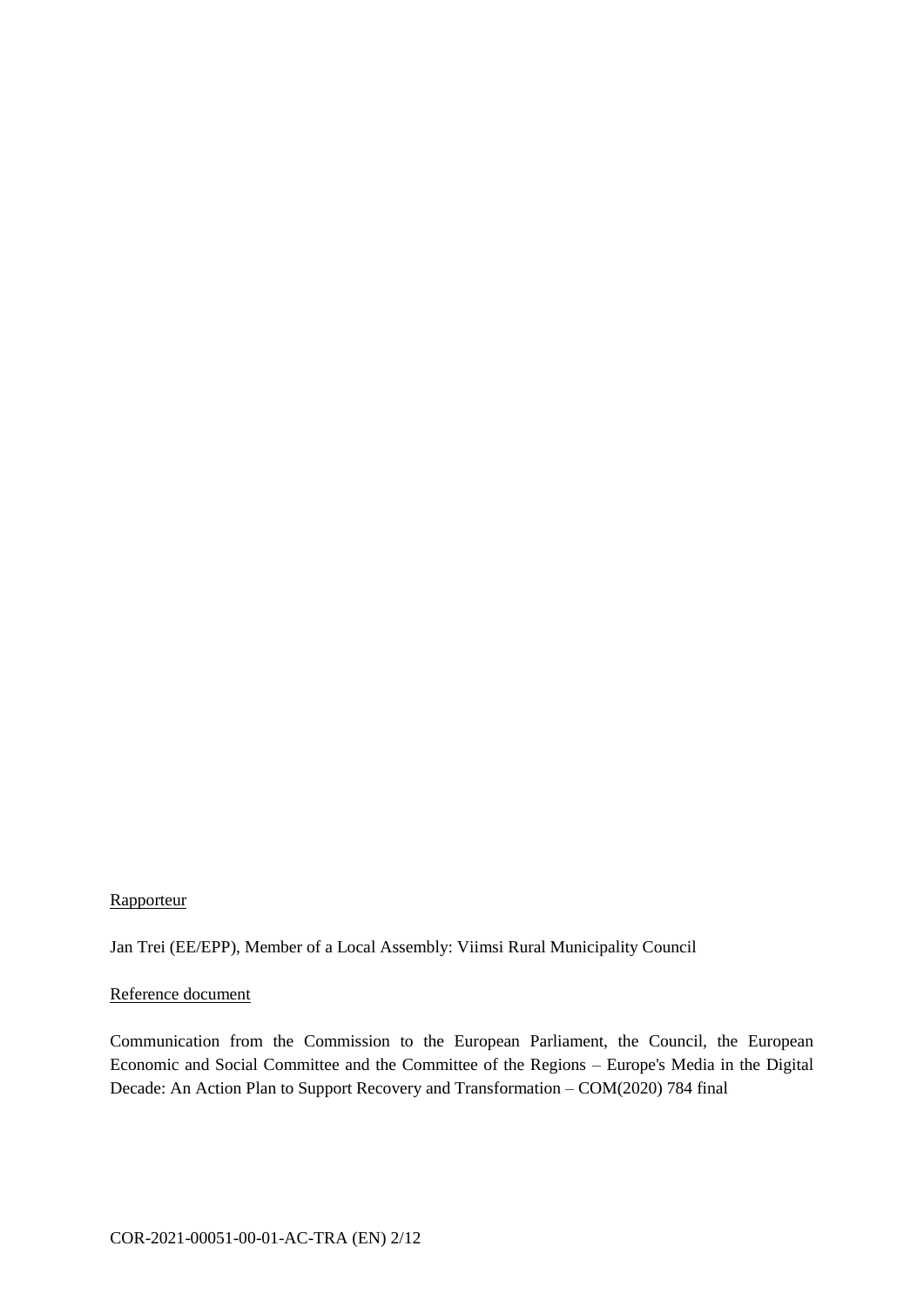<u>Rapporteur</u>

Jan Trei (EE/EPP), Member of a Local Assembly: Viimsi Rural Municipality Council

<u>Reference document</u>

Communication from the Commission to the European Parliament, the Council, the European Economic and Social Committee and the Committee of the Regions – Europe's Media in the Digital Decade: An Action Plan to Support Recovery and Transformation – COM(2020) 784 final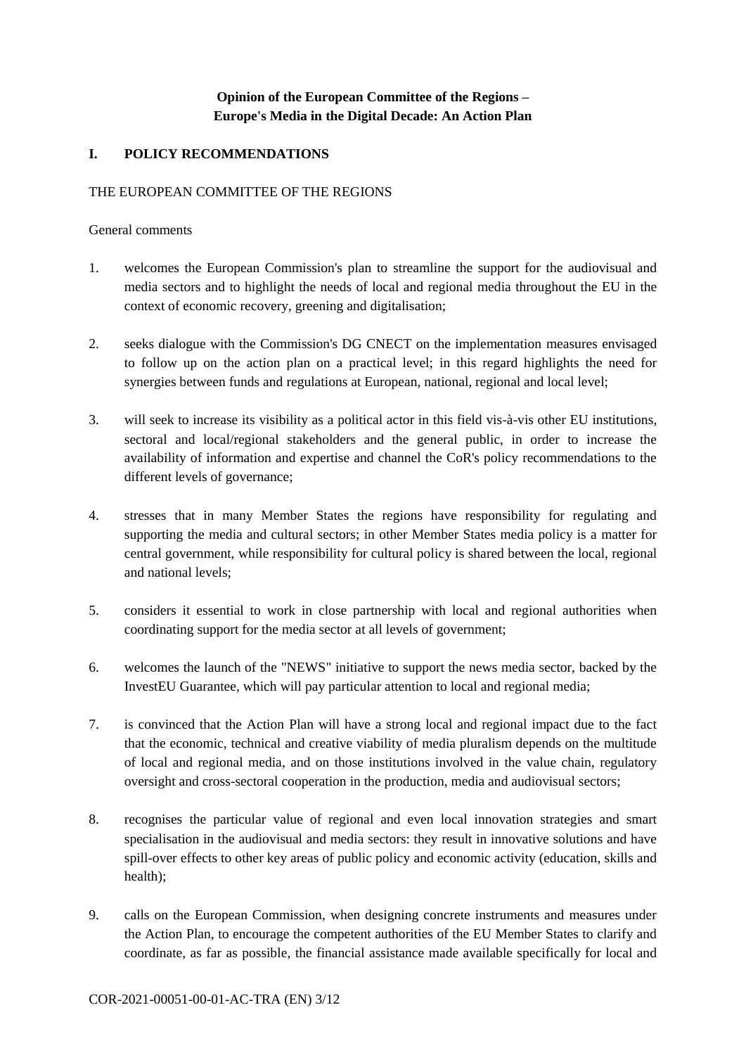**Opinion of the European Committee of the Regions –**
**Europe's Media in the Digital Decade: An Action Plan**

## I. POLICY RECOMMENDATIONS

THE EUROPEAN COMMITTEE OF THE REGIONS

General comments

1. welcomes the European Commission's plan to streamline the support for the audiovisual and media sectors and to highlight the needs of local and regional media throughout the EU in the context of economic recovery, greening and digitalisation;

2. seeks dialogue with the Commission's DG CNECT on the implementation measures envisaged to follow up on the action plan on a practical level; in this regard highlights the need for synergies between funds and regulations at European, national, regional and local level;

3. will seek to increase its visibility as a political actor in this field vis-à-vis other EU institutions, sectoral and local/regional stakeholders and the general public, in order to increase the availability of information and expertise and channel the CoR's policy recommendations to the different levels of governance;

4. stresses that in many Member States the regions have responsibility for regulating and supporting the media and cultural sectors; in other Member States media policy is a matter for central government, while responsibility for cultural policy is shared between the local, regional and national levels;

5. considers it essential to work in close partnership with local and regional authorities when coordinating support for the media sector at all levels of government;

6. welcomes the launch of the "NEWS" initiative to support the news media sector, backed by the InvestEU Guarantee, which will pay particular attention to local and regional media;

7. is convinced that the Action Plan will have a strong local and regional impact due to the fact that the economic, technical and creative viability of media pluralism depends on the multitude of local and regional media, and on those institutions involved in the value chain, regulatory oversight and cross-sectoral cooperation in the production, media and audiovisual sectors;

8. recognises the particular value of regional and even local innovation strategies and smart specialisation in the audiovisual and media sectors: they result in innovative solutions and have spill-over effects to other key areas of public policy and economic activity (education, skills and health);

9. calls on the European Commission, when designing concrete instruments and measures under the Action Plan, to encourage the competent authorities of the EU Member States to clarify and coordinate, as far as possible, the financial assistance made available specifically for local and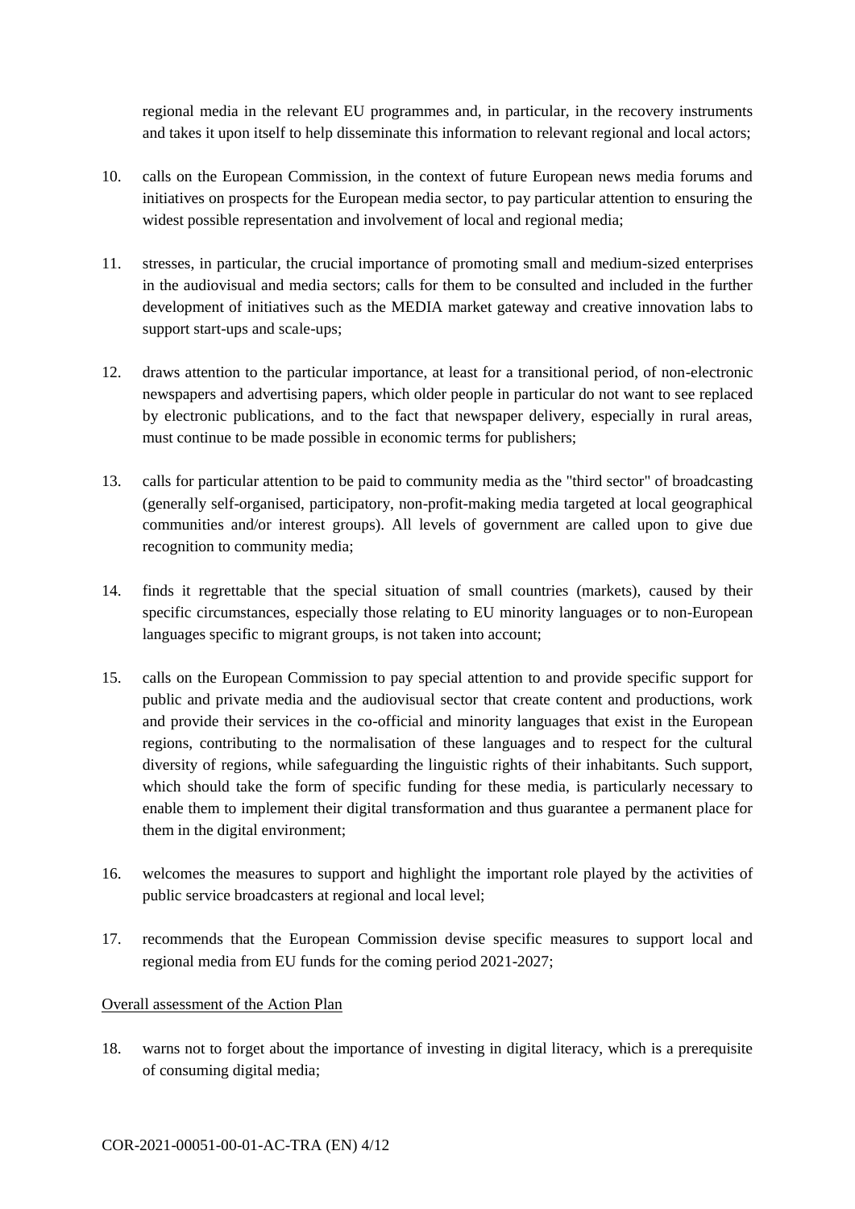regional media in the relevant EU programmes and, in particular, in the recovery instruments and takes it upon itself to help disseminate this information to relevant regional and local actors;

10. calls on the European Commission, in the context of future European news media forums and initiatives on prospects for the European media sector, to pay particular attention to ensuring the widest possible representation and involvement of local and regional media;

11. stresses, in particular, the crucial importance of promoting small and medium-sized enterprises in the audiovisual and media sectors; calls for them to be consulted and included in the further development of initiatives such as the MEDIA market gateway and creative innovation labs to support start-ups and scale-ups;

12. draws attention to the particular importance, at least for a transitional period, of non-electronic newspapers and advertising papers, which older people in particular do not want to see replaced by electronic publications, and to the fact that newspaper delivery, especially in rural areas, must continue to be made possible in economic terms for publishers;

13. calls for particular attention to be paid to community media as the "third sector" of broadcasting (generally self-organised, participatory, non-profit-making media targeted at local geographical communities and/or interest groups). All levels of government are called upon to give due recognition to community media;

14. finds it regrettable that the special situation of small countries (markets), caused by their specific circumstances, especially those relating to EU minority languages or to non-European languages specific to migrant groups, is not taken into account;

15. calls on the European Commission to pay special attention to and provide specific support for public and private media and the audiovisual sector that create content and productions, work and provide their services in the co-official and minority languages that exist in the European regions, contributing to the normalisation of these languages and to respect for the cultural diversity of regions, while safeguarding the linguistic rights of their inhabitants. Such support, which should take the form of specific funding for these media, is particularly necessary to enable them to implement their digital transformation and thus guarantee a permanent place for them in the digital environment;

16. welcomes the measures to support and highlight the important role played by the activities of public service broadcasters at regional and local level;

17. recommends that the European Commission devise specific measures to support local and regional media from EU funds for the coming period 2021-2027;

Overall assessment of the Action Plan

18. warns not to forget about the importance of investing in digital literacy, which is a prerequisite of consuming digital media;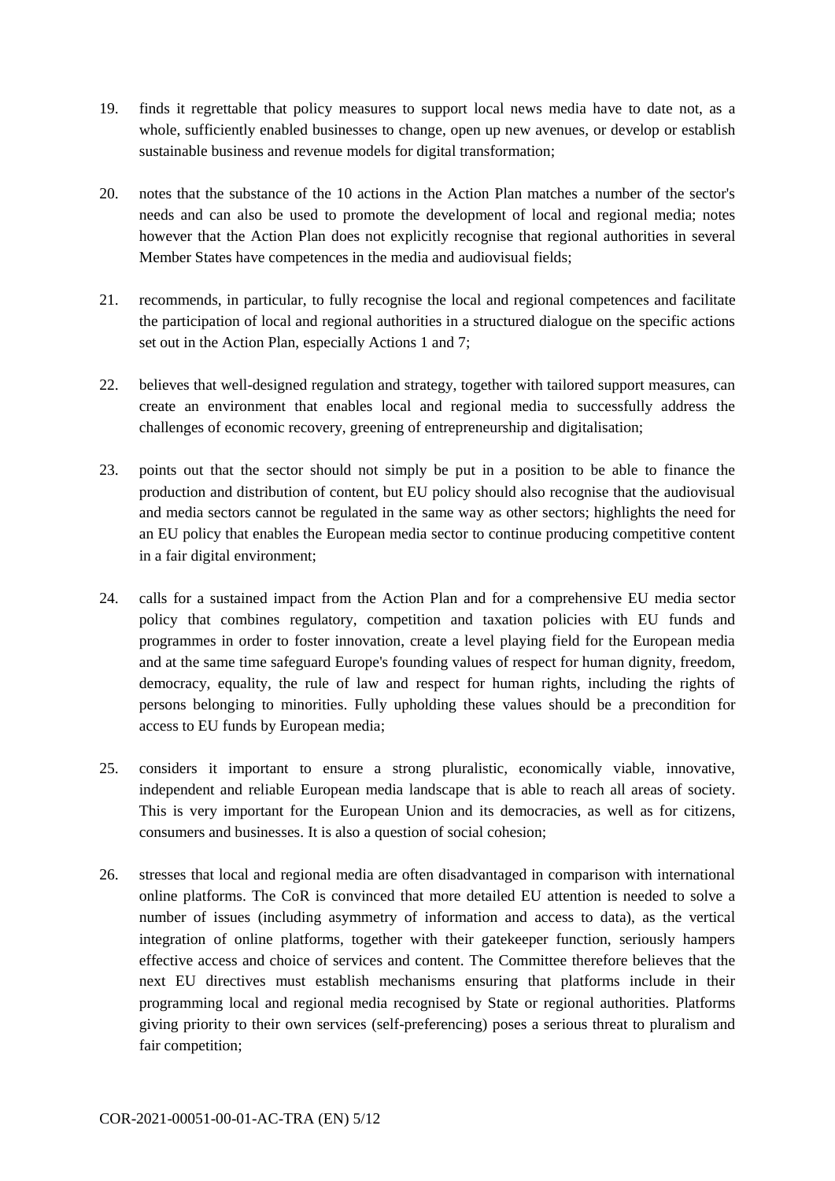19. finds it regrettable that policy measures to support local news media have to date not, as a whole, sufficiently enabled businesses to change, open up new avenues, or develop or establish sustainable business and revenue models for digital transformation;

20. notes that the substance of the 10 actions in the Action Plan matches a number of the sector's needs and can also be used to promote the development of local and regional media; notes however that the Action Plan does not explicitly recognise that regional authorities in several Member States have competences in the media and audiovisual fields;

21. recommends, in particular, to fully recognise the local and regional competences and facilitate the participation of local and regional authorities in a structured dialogue on the specific actions set out in the Action Plan, especially Actions 1 and 7;

22. believes that well-designed regulation and strategy, together with tailored support measures, can create an environment that enables local and regional media to successfully address the challenges of economic recovery, greening of entrepreneurship and digitalisation;

23. points out that the sector should not simply be put in a position to be able to finance the production and distribution of content, but EU policy should also recognise that the audiovisual and media sectors cannot be regulated in the same way as other sectors; highlights the need for an EU policy that enables the European media sector to continue producing competitive content in a fair digital environment;

24. calls for a sustained impact from the Action Plan and for a comprehensive EU media sector policy that combines regulatory, competition and taxation policies with EU funds and programmes in order to foster innovation, create a level playing field for the European media and at the same time safeguard Europe's founding values of respect for human dignity, freedom, democracy, equality, the rule of law and respect for human rights, including the rights of persons belonging to minorities. Fully upholding these values should be a precondition for access to EU funds by European media;

25. considers it important to ensure a strong pluralistic, economically viable, innovative, independent and reliable European media landscape that is able to reach all areas of society. This is very important for the European Union and its democracies, as well as for citizens, consumers and businesses. It is also a question of social cohesion;

26. stresses that local and regional media are often disadvantaged in comparison with international online platforms. The CoR is convinced that more detailed EU attention is needed to solve a number of issues (including asymmetry of information and access to data), as the vertical integration of online platforms, together with their gatekeeper function, seriously hampers effective access and choice of services and content. The Committee therefore believes that the next EU directives must establish mechanisms ensuring that platforms include in their programming local and regional media recognised by State or regional authorities. Platforms giving priority to their own services (self-preferencing) poses a serious threat to pluralism and fair competition;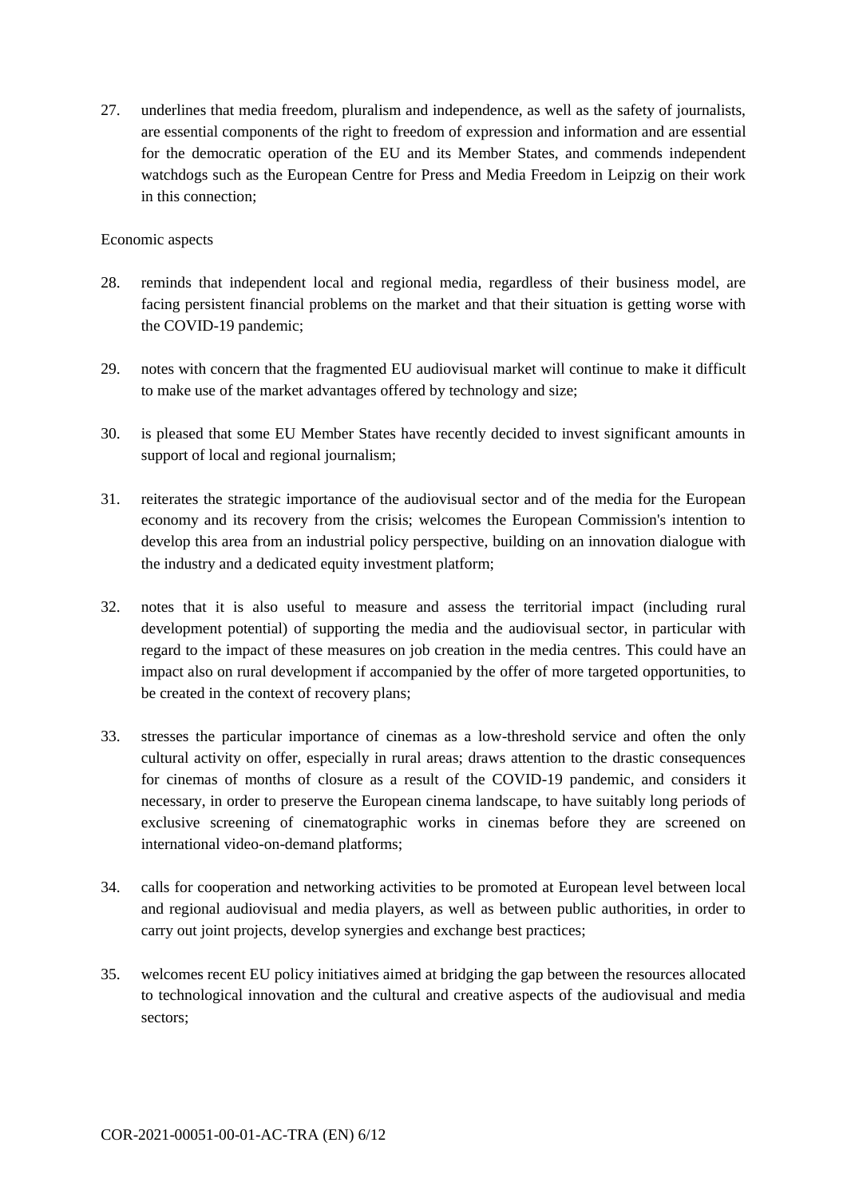27. underlines that media freedom, pluralism and independence, as well as the safety of journalists, are essential components of the right to freedom of expression and information and are essential for the democratic operation of the EU and its Member States, and commends independent watchdogs such as the European Centre for Press and Media Freedom in Leipzig on their work in this connection;

Economic aspects

28. reminds that independent local and regional media, regardless of their business model, are facing persistent financial problems on the market and that their situation is getting worse with the COVID-19 pandemic;

29. notes with concern that the fragmented EU audiovisual market will continue to make it difficult to make use of the market advantages offered by technology and size;

30. is pleased that some EU Member States have recently decided to invest significant amounts in support of local and regional journalism;

31. reiterates the strategic importance of the audiovisual sector and of the media for the European economy and its recovery from the crisis; welcomes the European Commission's intention to develop this area from an industrial policy perspective, building on an innovation dialogue with the industry and a dedicated equity investment platform;

32. notes that it is also useful to measure and assess the territorial impact (including rural development potential) of supporting the media and the audiovisual sector, in particular with regard to the impact of these measures on job creation in the media centres. This could have an impact also on rural development if accompanied by the offer of more targeted opportunities, to be created in the context of recovery plans;

33. stresses the particular importance of cinemas as a low-threshold service and often the only cultural activity on offer, especially in rural areas; draws attention to the drastic consequences for cinemas of months of closure as a result of the COVID-19 pandemic, and considers it necessary, in order to preserve the European cinema landscape, to have suitably long periods of exclusive screening of cinematographic works in cinemas before they are screened on international video-on-demand platforms;

34. calls for cooperation and networking activities to be promoted at European level between local and regional audiovisual and media players, as well as between public authorities, in order to carry out joint projects, develop synergies and exchange best practices;

35. welcomes recent EU policy initiatives aimed at bridging the gap between the resources allocated to technological innovation and the cultural and creative aspects of the audiovisual and media sectors;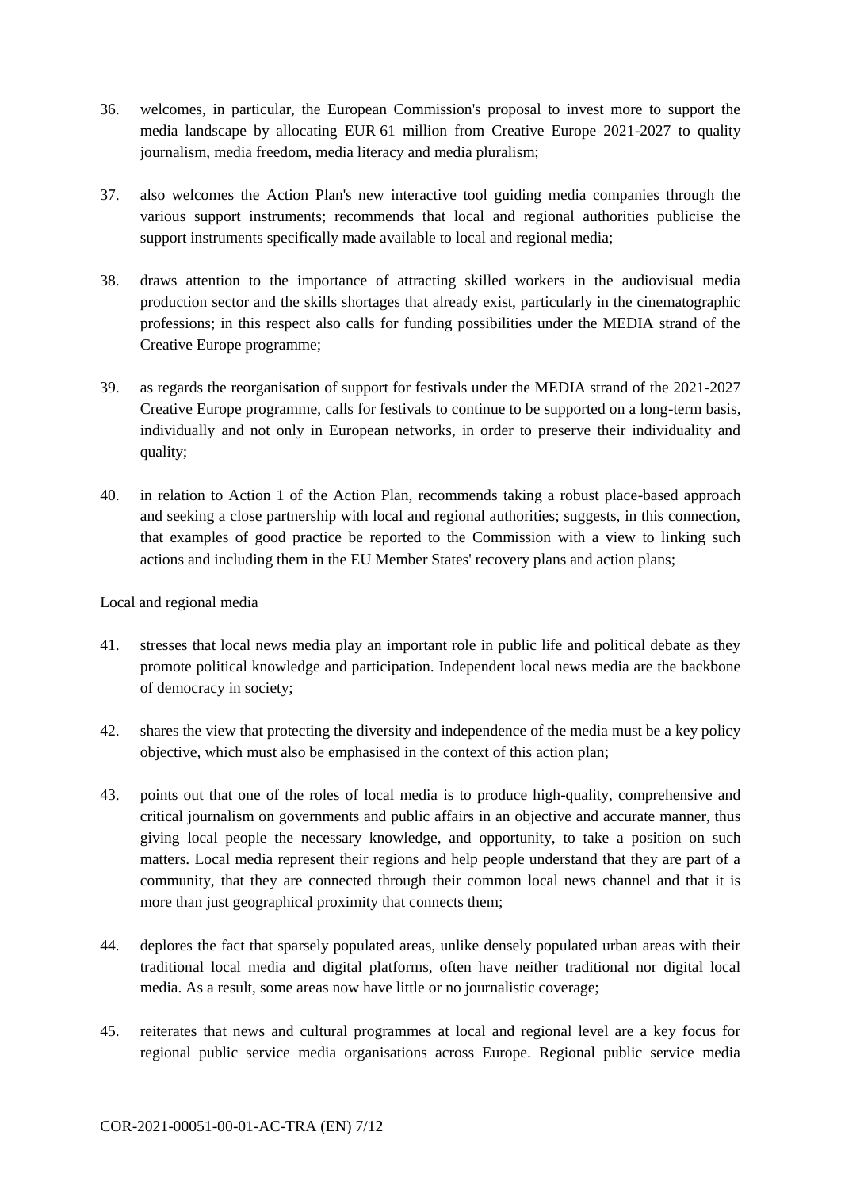36. welcomes, in particular, the European Commission's proposal to invest more to support the media landscape by allocating EUR 61 million from Creative Europe 2021-2027 to quality journalism, media freedom, media literacy and media pluralism;

37. also welcomes the Action Plan's new interactive tool guiding media companies through the various support instruments; recommends that local and regional authorities publicise the support instruments specifically made available to local and regional media;

38. draws attention to the importance of attracting skilled workers in the audiovisual media production sector and the skills shortages that already exist, particularly in the cinematographic professions; in this respect also calls for funding possibilities under the MEDIA strand of the Creative Europe programme;

39. as regards the reorganisation of support for festivals under the MEDIA strand of the 2021-2027 Creative Europe programme, calls for festivals to continue to be supported on a long-term basis, individually and not only in European networks, in order to preserve their individuality and quality;

40. in relation to Action 1 of the Action Plan, recommends taking a robust place-based approach and seeking a close partnership with local and regional authorities; suggests, in this connection, that examples of good practice be reported to the Commission with a view to linking such actions and including them in the EU Member States' recovery plans and action plans;

<u>Local and regional media</u>

41. stresses that local news media play an important role in public life and political debate as they promote political knowledge and participation. Independent local news media are the backbone of democracy in society;

42. shares the view that protecting the diversity and independence of the media must be a key policy objective, which must also be emphasised in the context of this action plan;

43. points out that one of the roles of local media is to produce high-quality, comprehensive and critical journalism on governments and public affairs in an objective and accurate manner, thus giving local people the necessary knowledge, and opportunity, to take a position on such matters. Local media represent their regions and help people understand that they are part of a community, that they are connected through their common local news channel and that it is more than just geographical proximity that connects them;

44. deplores the fact that sparsely populated areas, unlike densely populated urban areas with their traditional local media and digital platforms, often have neither traditional nor digital local media. As a result, some areas now have little or no journalistic coverage;

45. reiterates that news and cultural programmes at local and regional level are a key focus for regional public service media organisations across Europe. Regional public service media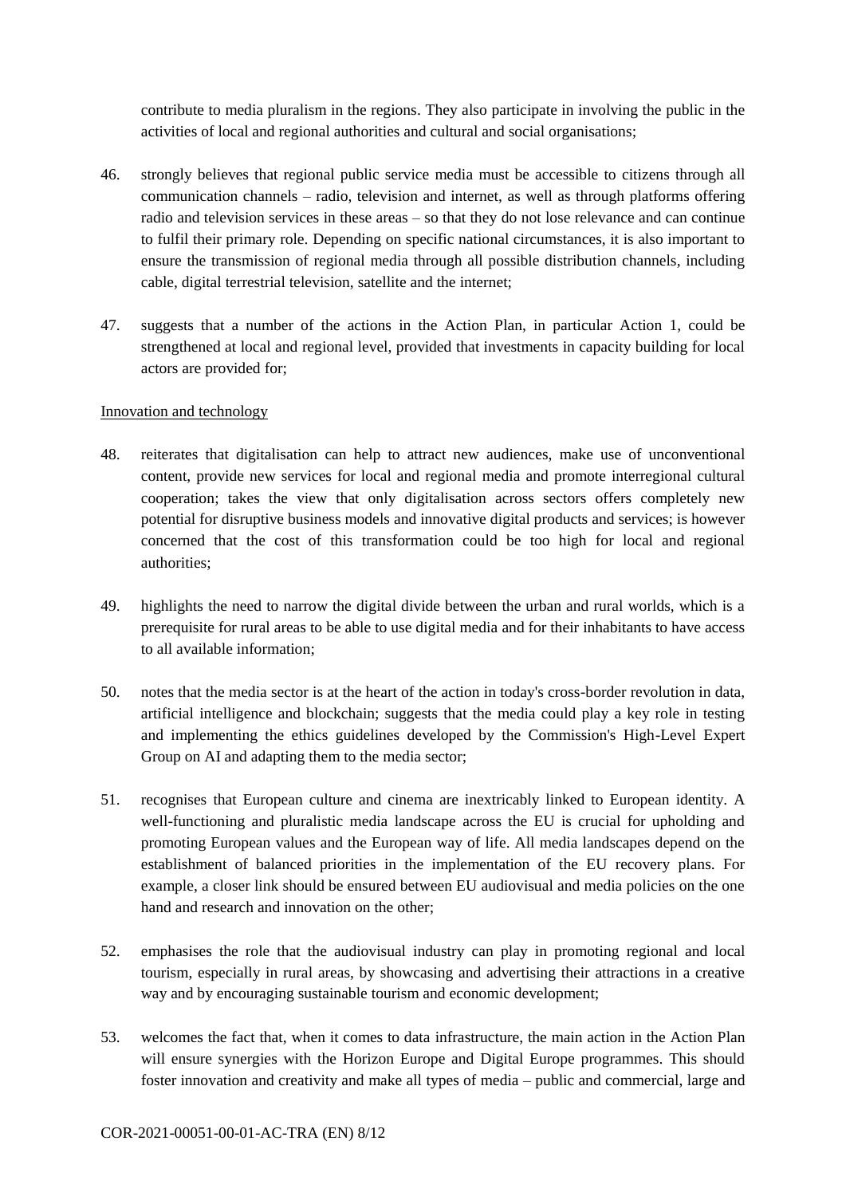contribute to media pluralism in the regions. They also participate in involving the public in the activities of local and regional authorities and cultural and social organisations;

46. strongly believes that regional public service media must be accessible to citizens through all communication channels – radio, television and internet, as well as through platforms offering radio and television services in these areas – so that they do not lose relevance and can continue to fulfil their primary role. Depending on specific national circumstances, it is also important to ensure the transmission of regional media through all possible distribution channels, including cable, digital terrestrial television, satellite and the internet;

47. suggests that a number of the actions in the Action Plan, in particular Action 1, could be strengthened at local and regional level, provided that investments in capacity building for local actors are provided for;

<u>Innovation and technology</u>

48. reiterates that digitalisation can help to attract new audiences, make use of unconventional content, provide new services for local and regional media and promote interregional cultural cooperation; takes the view that only digitalisation across sectors offers completely new potential for disruptive business models and innovative digital products and services; is however concerned that the cost of this transformation could be too high for local and regional authorities;

49. highlights the need to narrow the digital divide between the urban and rural worlds, which is a prerequisite for rural areas to be able to use digital media and for their inhabitants to have access to all available information;

50. notes that the media sector is at the heart of the action in today's cross-border revolution in data, artificial intelligence and blockchain; suggests that the media could play a key role in testing and implementing the ethics guidelines developed by the Commission's High-Level Expert Group on AI and adapting them to the media sector;

51. recognises that European culture and cinema are inextricably linked to European identity. A well-functioning and pluralistic media landscape across the EU is crucial for upholding and promoting European values and the European way of life. All media landscapes depend on the establishment of balanced priorities in the implementation of the EU recovery plans. For example, a closer link should be ensured between EU audiovisual and media policies on the one hand and research and innovation on the other;

52. emphasises the role that the audiovisual industry can play in promoting regional and local tourism, especially in rural areas, by showcasing and advertising their attractions in a creative way and by encouraging sustainable tourism and economic development;

53. welcomes the fact that, when it comes to data infrastructure, the main action in the Action Plan will ensure synergies with the Horizon Europe and Digital Europe programmes. This should foster innovation and creativity and make all types of media – public and commercial, large and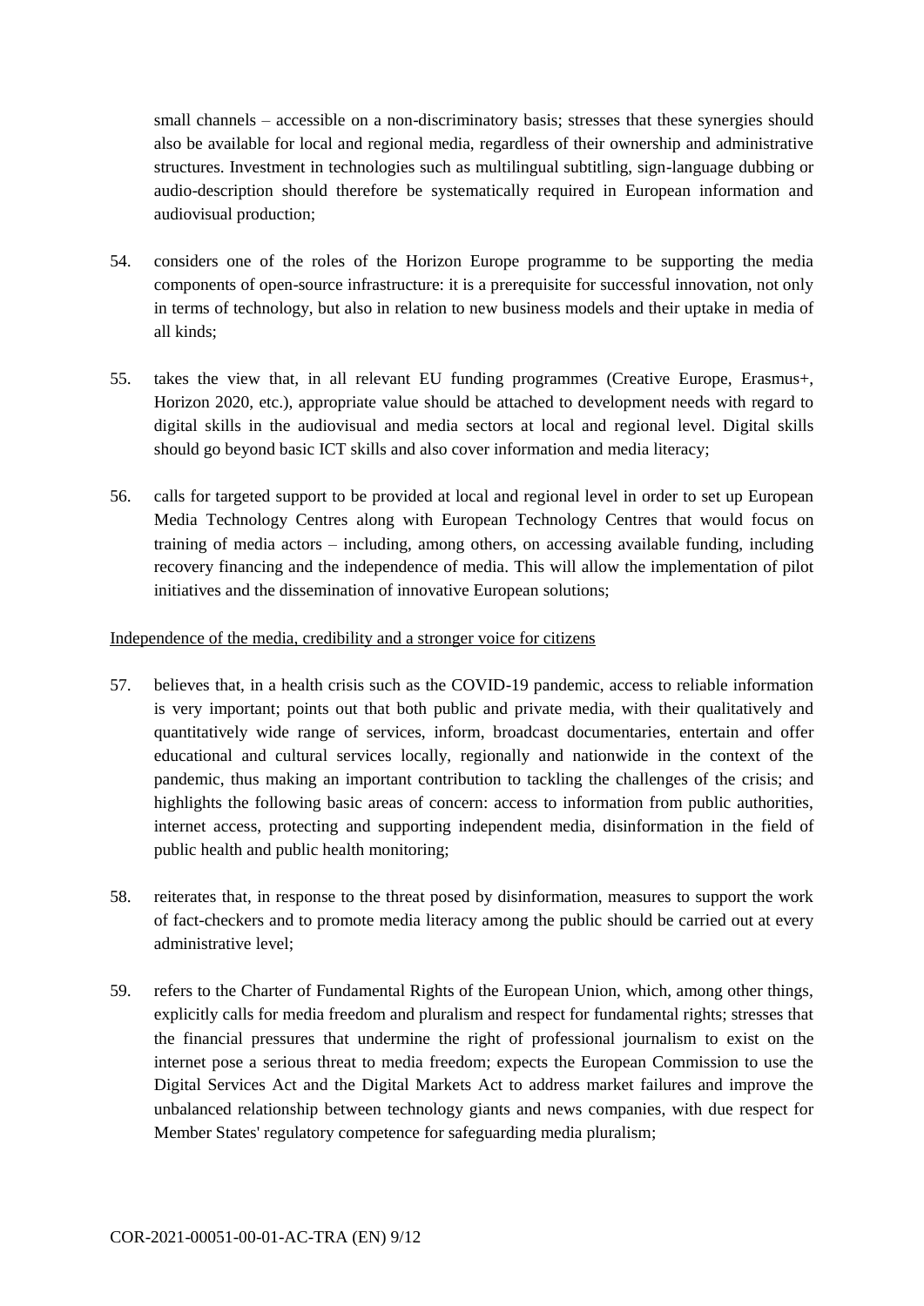small channels – accessible on a non-discriminatory basis; stresses that these synergies should also be available for local and regional media, regardless of their ownership and administrative structures. Investment in technologies such as multilingual subtitling, sign-language dubbing or audio-description should therefore be systematically required in European information and audiovisual production;

54. considers one of the roles of the Horizon Europe programme to be supporting the media components of open-source infrastructure: it is a prerequisite for successful innovation, not only in terms of technology, but also in relation to new business models and their uptake in media of all kinds;

55. takes the view that, in all relevant EU funding programmes (Creative Europe, Erasmus+, Horizon 2020, etc.), appropriate value should be attached to development needs with regard to digital skills in the audiovisual and media sectors at local and regional level. Digital skills should go beyond basic ICT skills and also cover information and media literacy;

56. calls for targeted support to be provided at local and regional level in order to set up European Media Technology Centres along with European Technology Centres that would focus on training of media actors – including, among others, on accessing available funding, including recovery financing and the independence of media. This will allow the implementation of pilot initiatives and the dissemination of innovative European solutions;

<u>Independence of the media, credibility and a stronger voice for citizens</u>

57. believes that, in a health crisis such as the COVID-19 pandemic, access to reliable information is very important; points out that both public and private media, with their qualitatively and quantitatively wide range of services, inform, broadcast documentaries, entertain and offer educational and cultural services locally, regionally and nationwide in the context of the pandemic, thus making an important contribution to tackling the challenges of the crisis; and highlights the following basic areas of concern: access to information from public authorities, internet access, protecting and supporting independent media, disinformation in the field of public health and public health monitoring;

58. reiterates that, in response to the threat posed by disinformation, measures to support the work of fact-checkers and to promote media literacy among the public should be carried out at every administrative level;

59. refers to the Charter of Fundamental Rights of the European Union, which, among other things, explicitly calls for media freedom and pluralism and respect for fundamental rights; stresses that the financial pressures that undermine the right of professional journalism to exist on the internet pose a serious threat to media freedom; expects the European Commission to use the Digital Services Act and the Digital Markets Act to address market failures and improve the unbalanced relationship between technology giants and news companies, with due respect for Member States' regulatory competence for safeguarding media pluralism;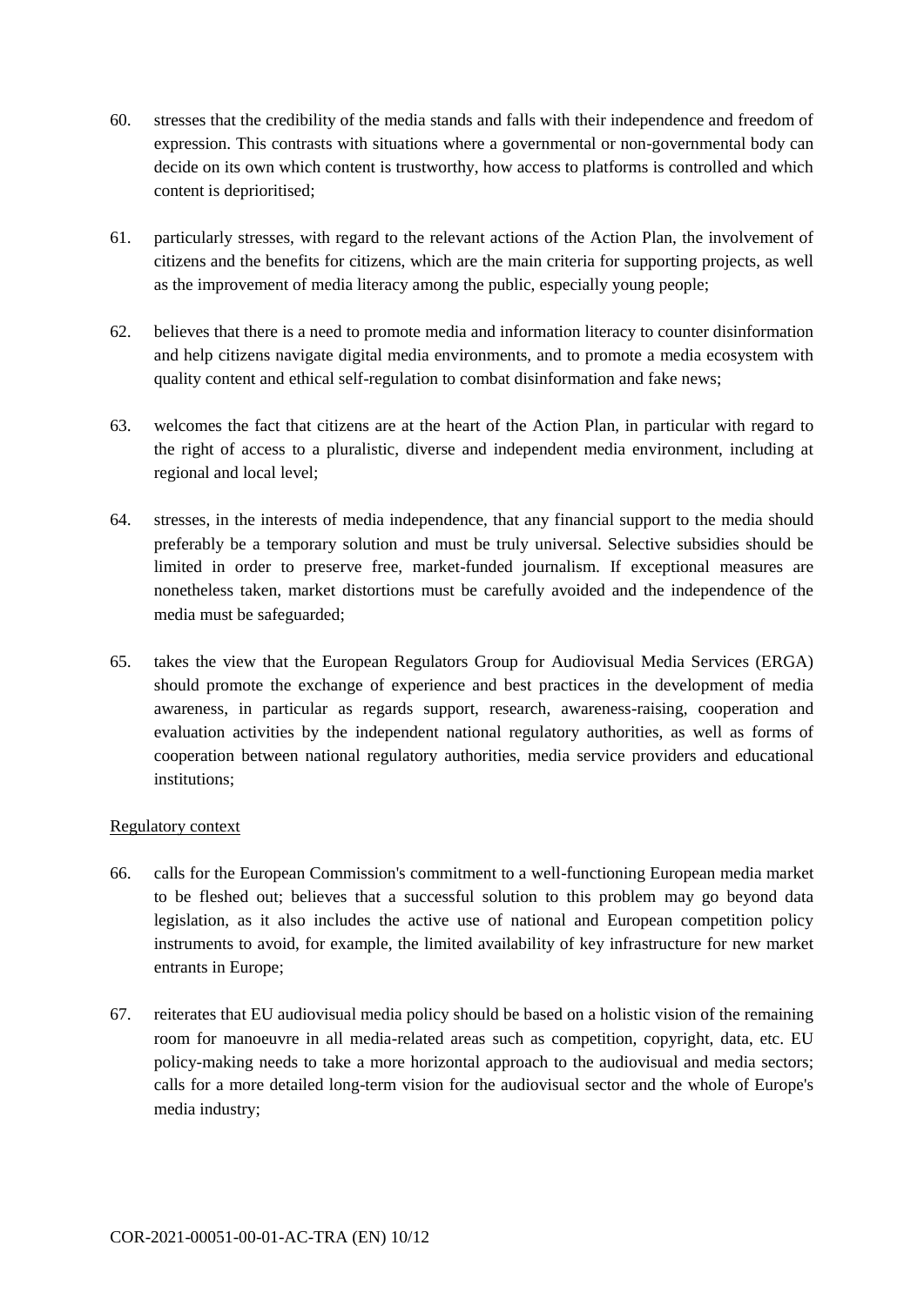60. stresses that the credibility of the media stands and falls with their independence and freedom of expression. This contrasts with situations where a governmental or non-governmental body can decide on its own which content is trustworthy, how access to platforms is controlled and which content is deprioritised;

61. particularly stresses, with regard to the relevant actions of the Action Plan, the involvement of citizens and the benefits for citizens, which are the main criteria for supporting projects, as well as the improvement of media literacy among the public, especially young people;

62. believes that there is a need to promote media and information literacy to counter disinformation and help citizens navigate digital media environments, and to promote a media ecosystem with quality content and ethical self-regulation to combat disinformation and fake news;

63. welcomes the fact that citizens are at the heart of the Action Plan, in particular with regard to the right of access to a pluralistic, diverse and independent media environment, including at regional and local level;

64. stresses, in the interests of media independence, that any financial support to the media should preferably be a temporary solution and must be truly universal. Selective subsidies should be limited in order to preserve free, market-funded journalism. If exceptional measures are nonetheless taken, market distortions must be carefully avoided and the independence of the media must be safeguarded;

65. takes the view that the European Regulators Group for Audiovisual Media Services (ERGA) should promote the exchange of experience and best practices in the development of media awareness, in particular as regards support, research, awareness-raising, cooperation and evaluation activities by the independent national regulatory authorities, as well as forms of cooperation between national regulatory authorities, media service providers and educational institutions;

<u>Regulatory context</u>

66. calls for the European Commission's commitment to a well-functioning European media market to be fleshed out; believes that a successful solution to this problem may go beyond data legislation, as it also includes the active use of national and European competition policy instruments to avoid, for example, the limited availability of key infrastructure for new market entrants in Europe;

67. reiterates that EU audiovisual media policy should be based on a holistic vision of the remaining room for manoeuvre in all media-related areas such as competition, copyright, data, etc. EU policy-making needs to take a more horizontal approach to the audiovisual and media sectors; calls for a more detailed long-term vision for the audiovisual sector and the whole of Europe's media industry;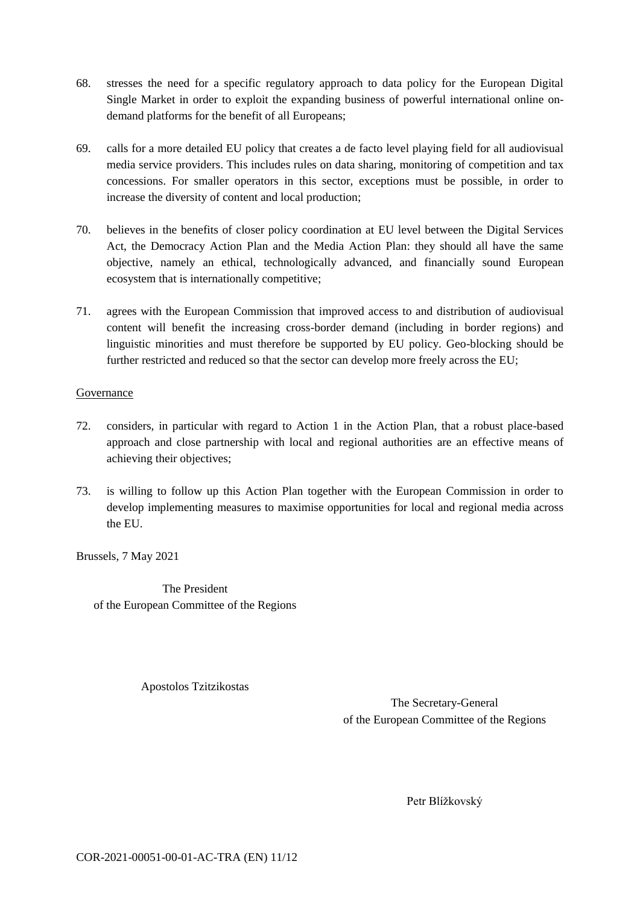68. stresses the need for a specific regulatory approach to data policy for the European Digital Single Market in order to exploit the expanding business of powerful international online on-demand platforms for the benefit of all Europeans;

69. calls for a more detailed EU policy that creates a de facto level playing field for all audiovisual media service providers. This includes rules on data sharing, monitoring of competition and tax concessions. For smaller operators in this sector, exceptions must be possible, in order to increase the diversity of content and local production;

70. believes in the benefits of closer policy coordination at EU level between the Digital Services Act, the Democracy Action Plan and the Media Action Plan: they should all have the same objective, namely an ethical, technologically advanced, and financially sound European ecosystem that is internationally competitive;

71. agrees with the European Commission that improved access to and distribution of audiovisual content will benefit the increasing cross-border demand (including in border regions) and linguistic minorities and must therefore be supported by EU policy. Geo-blocking should be further restricted and reduced so that the sector can develop more freely across the EU;

Governance

72. considers, in particular with regard to Action 1 in the Action Plan, that a robust place-based approach and close partnership with local and regional authorities are an effective means of achieving their objectives;

73. is willing to follow up this Action Plan together with the European Commission in order to develop implementing measures to maximise opportunities for local and regional media across the EU.

Brussels, 7 May 2021

The President
of the European Committee of the Regions

Apostolos Tzitzikostas

The Secretary-General
of the European Committee of the Regions

Petr Blížkovský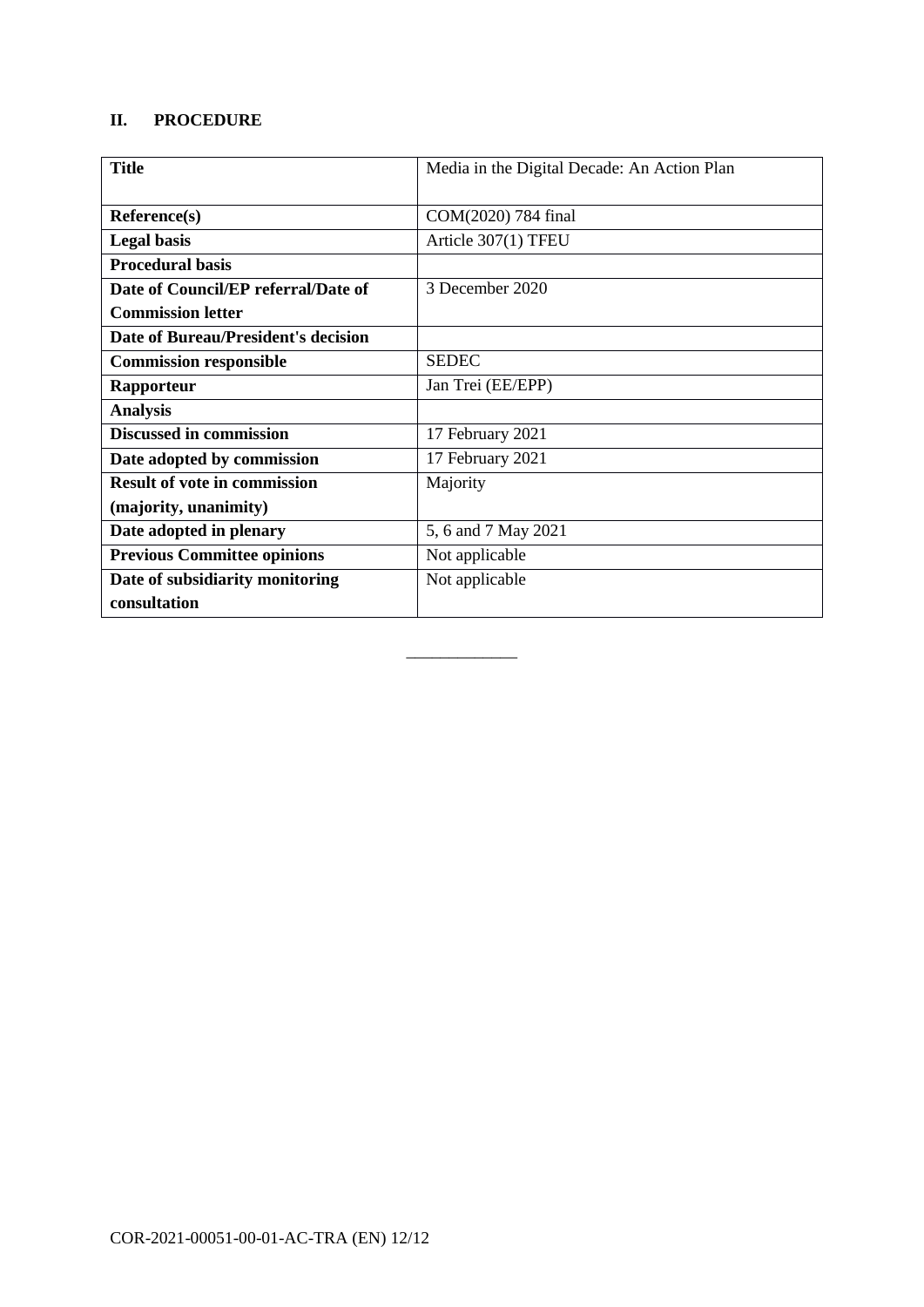## II. PROCEDURE

| | |
|---|---|
| **Title** | Media in the Digital Decade: An Action Plan |
| **Reference(s)** | COM(2020) 784 final |
| **Legal basis** | Article 307(1) TFEU |
| **Procedural basis** | |
| **Date of Council/EP referral/Date of Commission letter** | 3 December 2020 |
| **Date of Bureau/President's decision** | |
| **Commission responsible** | SEDEC |
| **Rapporteur** | Jan Trei (EE/EPP) |
| **Analysis** | |
| **Discussed in commission** | 17 February 2021 |
| **Date adopted by commission** | 17 February 2021 |
| **Result of vote in commission (majority, unanimity)** | Majority |
| **Date adopted in plenary** | 5, 6 and 7 May 2021 |
| **Previous Committee opinions** | Not applicable |
| **Date of subsidiarity monitoring consultation** | Not applicable |

_____________